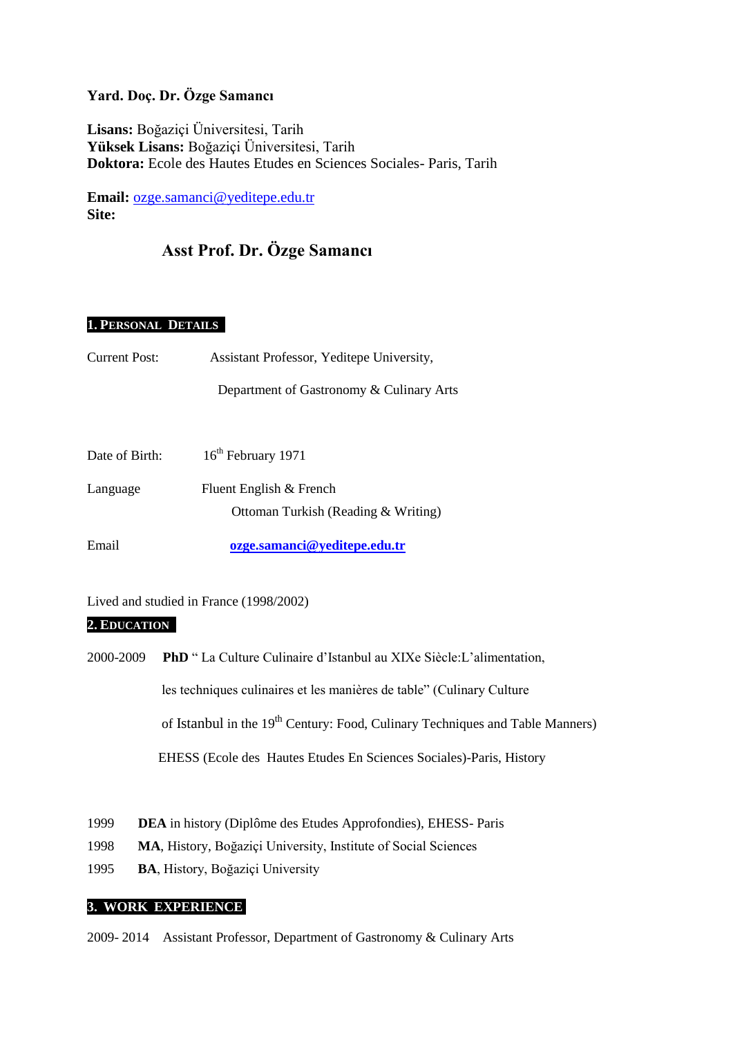**Yard. Doç. Dr. Özge Samancı**

**Lisans:** Boğaziçi Üniversitesi, Tarih
**Yüksek Lisans:** Boğaziçi Üniversitesi, Tarih
**Doktora:** Ecole des Hautes Etudes en Sciences Sociales- Paris, Tarih

**Email:** ozge.samanci@yeditepe.edu.tr
**Site:**

# Asst Prof. Dr. Özge Samancı

## 1. PERSONAL DETAILS

Current Post: Assistant Professor, Yeditepe University,
Department of Gastronomy & Culinary Arts

Date of Birth: 16th February 1971

Language: Fluent English & French
Ottoman Turkish (Reading & Writing)

Email: **ozge.samanci@yeditepe.edu.tr**

Lived and studied in France (1998/2002)

## 2. EDUCATION

2000-2009 **PhD** " La Culture Culinaire d'Istanbul au XIXe Siècle:L'alimentation, les techniques culinaires et les manières de table" (Culinary Culture of Istanbul in the 19th Century: Food, Culinary Techniques and Table Manners)
EHESS (Ecole des Hautes Etudes En Sciences Sociales)-Paris, History

1999 **DEA** in history (Diplôme des Etudes Approfondies), EHESS- Paris

1998 **MA**, History, Boğaziçi University, Institute of Social Sciences

1995 **BA**, History, Boğaziçi University

## 3. WORK EXPERIENCE

2009- 2014 Assistant Professor, Department of Gastronomy & Culinary Arts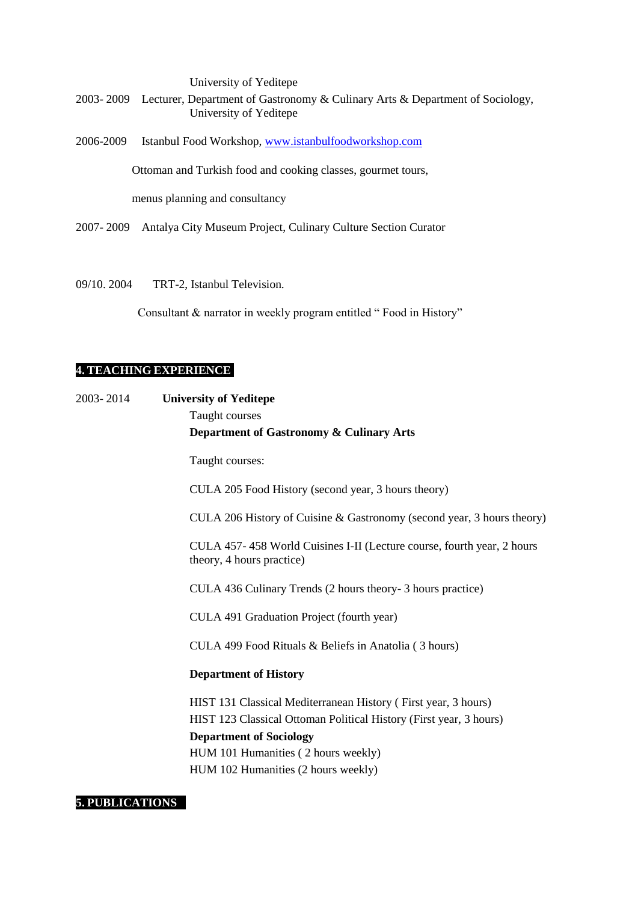University of Yeditepe

2003- 2009 Lecturer, Department of Gastronomy & Culinary Arts & Department of Sociology, University of Yeditepe

2006-2009 Istanbul Food Workshop, [www.istanbulfoodworkshop.com](http://www.istanbulfoodworkshop.com)

Ottoman and Turkish food and cooking classes, gourmet tours,

menus planning and consultancy

2007- 2009 Antalya City Museum Project, Culinary Culture Section Curator

09/10. 2004 TRT-2, Istanbul Television.

Consultant & narrator in weekly program entitled " Food in History"

## 4. TEACHING EXPERIENCE

2003- 2014 **University of Yeditepe**

Taught courses

**Department of Gastronomy & Culinary Arts**

Taught courses:

CULA 205 Food History (second year, 3 hours theory)

CULA 206 History of Cuisine & Gastronomy (second year, 3 hours theory)

CULA 457- 458 World Cuisines I-II (Lecture course, fourth year, 2 hours theory, 4 hours practice)

CULA 436 Culinary Trends (2 hours theory- 3 hours practice)

CULA 491 Graduation Project (fourth year)

CULA 499 Food Rituals & Beliefs in Anatolia ( 3 hours)

**Department of History**

HIST 131 Classical Mediterranean History ( First year, 3 hours)
HIST 123 Classical Ottoman Political History (First year, 3 hours)

**Department of Sociology**

HUM 101 Humanities ( 2 hours weekly)
HUM 102 Humanities (2 hours weekly)

## 5. PUBLICATIONS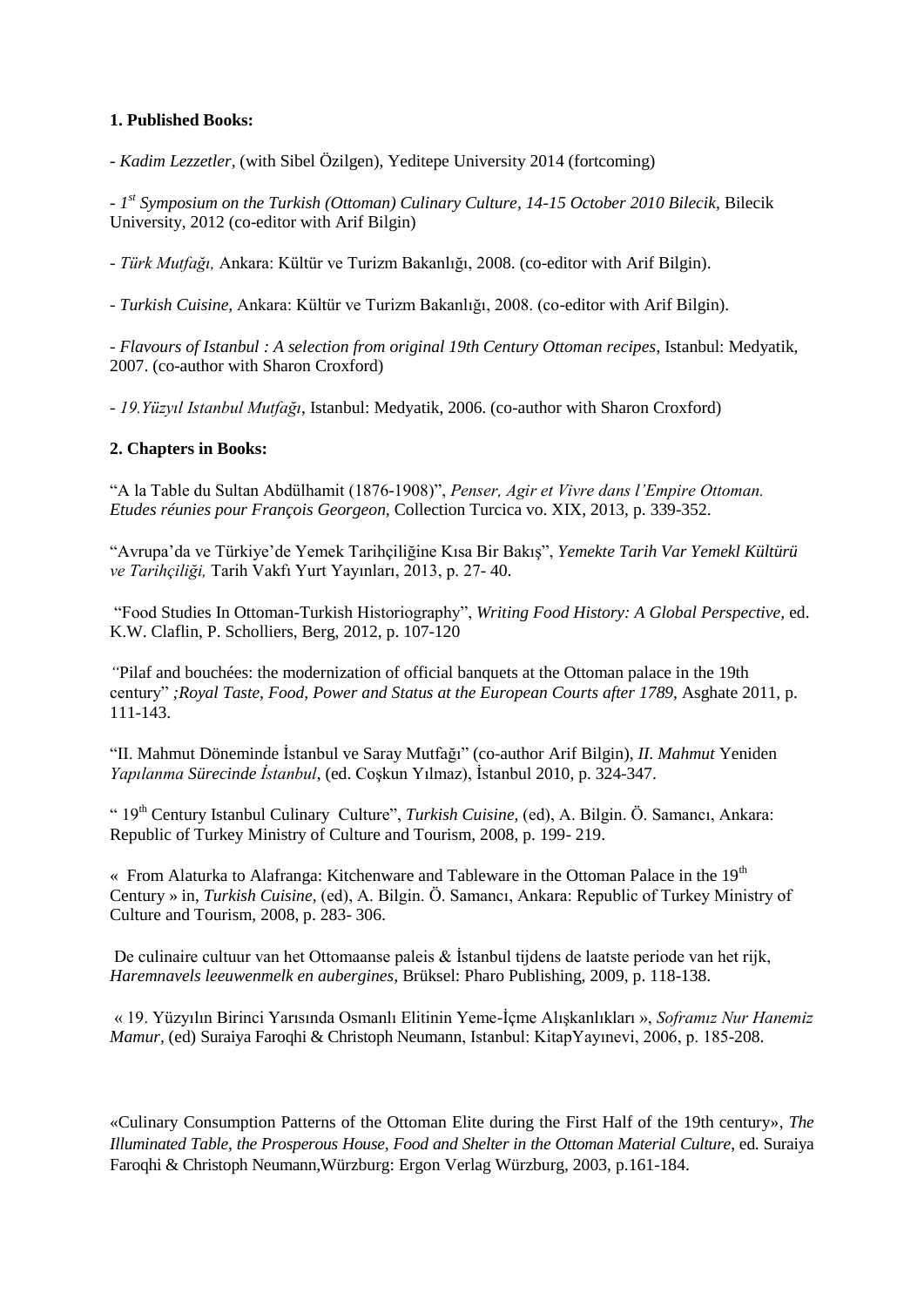**1. Published Books:**

- *Kadim Lezzetler*, (with Sibel Özilgen), Yeditepe University 2014 (fortcoming)

- *1st Symposium on the Turkish (Ottoman) Culinary Culture, 14-15 October 2010 Bilecik,* Bilecik University, 2012 (co-editor with Arif Bilgin)

- *Türk Mutfağı,* Ankara: Kültür ve Turizm Bakanlığı, 2008. (co-editor with Arif Bilgin).

- *Turkish Cuisine,* Ankara: Kültür ve Turizm Bakanlığı, 2008. (co-editor with Arif Bilgin).

- *Flavours of Istanbul : A selection from original 19th Century Ottoman recipes*, Istanbul: Medyatik, 2007. (co-author with Sharon Croxford)

- *19.Yüzyıl Istanbul Mutfağı*, Istanbul: Medyatik, 2006. (co-author with Sharon Croxford)

**2. Chapters in Books:**

"A la Table du Sultan Abdülhamit (1876-1908)", *Penser, Agir et Vivre dans l'Empire Ottoman. Etudes réunies pour François Georgeon,* Collection Turcica vo. XIX, 2013, p. 339-352.

"Avrupa'da ve Türkiye'de Yemek Tarihçiliğine Kısa Bir Bakış", *Yemekte Tarih Var Yemekl Kültürü ve Tarihçiliği,* Tarih Vakfı Yurt Yayınları, 2013, p. 27- 40.

"Food Studies In Ottoman-Turkish Historiography", *Writing Food History: A Global Perspective,* ed. K.W. Claflin, P. Scholliers, Berg, 2012, p. 107-120

"Pilaf and bouchées: the modernization of official banquets at the Ottoman palace in the 19th century" *;Royal Taste, Food, Power and Status at the European Courts after 1789,* Asghate 2011, p. 111-143.

"II. Mahmut Döneminde İstanbul ve Saray Mutfağı" (co-author Arif Bilgin), *II. Mahmut* Yeniden *Yapılanma Sürecinde İstanbul*, (ed. Coşkun Yılmaz), İstanbul 2010, p. 324-347.

" 19th Century Istanbul Culinary Culture", *Turkish Cuisine,* (ed), A. Bilgin. Ö. Samancı, Ankara: Republic of Turkey Ministry of Culture and Tourism, 2008, p. 199- 219.

« From Alaturka to Alafranga: Kitchenware and Tableware in the Ottoman Palace in the 19th Century » in, *Turkish Cuisine,* (ed), A. Bilgin. Ö. Samancı, Ankara: Republic of Turkey Ministry of Culture and Tourism, 2008, p. 283- 306.

De culinaire cultuur van het Ottomaanse paleis & İstanbul tijdens de laatste periode van het rijk, *Haremnavels leeuwenmelk en aubergines*, Brüksel: Pharo Publishing, 2009, p. 118-138.

« 19. Yüzyılın Birinci Yarısında Osmanlı Elitinin Yeme-İçme Alışkanlıkları », *Soframız Nur Hanemiz Mamur*, (ed) Suraiya Faroqhi & Christoph Neumann, Istanbul: KitapYayınevi, 2006, p. 185-208.

«Culinary Consumption Patterns of the Ottoman Elite during the First Half of the 19th century», *The Illuminated Table, the Prosperous House, Food and Shelter in the Ottoman Material Culture*, ed. Suraiya Faroqhi & Christoph Neumann,Würzburg: Ergon Verlag Würzburg, 2003, p.161-184.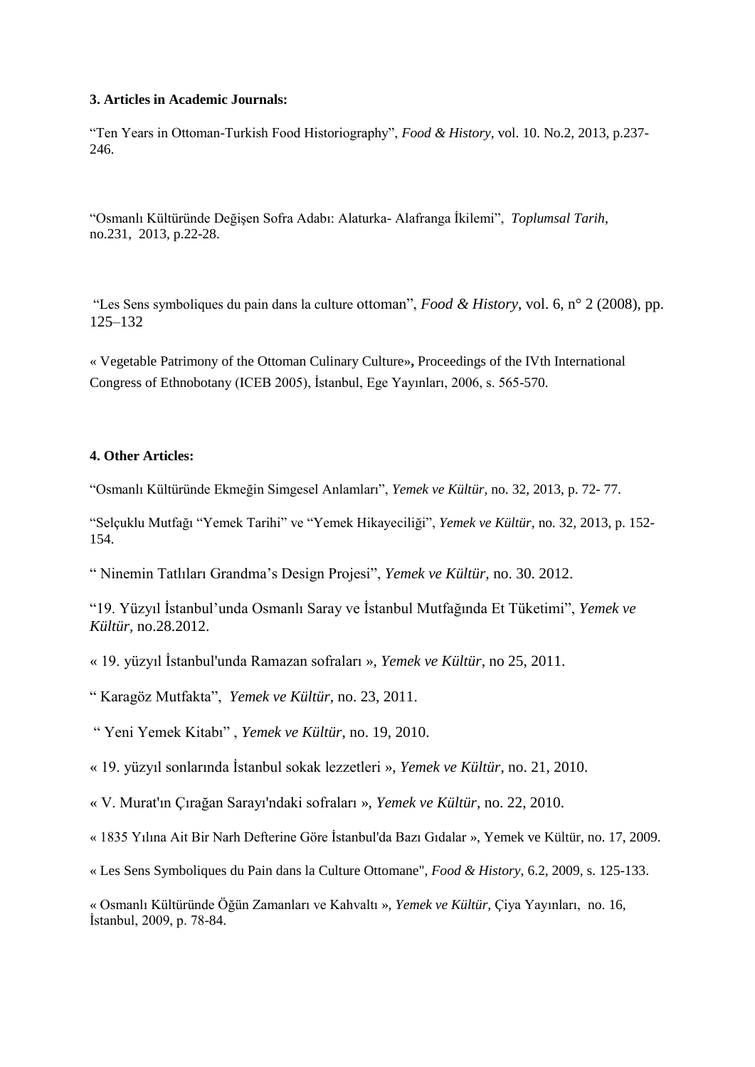### 3. Articles in Academic Journals:

"Ten Years in Ottoman-Turkish Food Historiography", *Food & History,* vol. 10. No.2, 2013, p.237-246.

"Osmanlı Kültüründe Değişen Sofra Adabı: Alaturka- Alafranga İkilemi", *Toplumsal Tarih*, no.231, 2013, p.22-28.

"Les Sens symboliques du pain dans la culture ottoman", *Food & History*, vol. 6, n° 2 (2008), pp. 125–132

« Vegetable Patrimony of the Ottoman Culinary Culture»**,** Proceedings of the IVth International Congress of Ethnobotany (ICEB 2005), İstanbul, Ege Yayınları, 2006, s. 565-570.

### 4. Other Articles:

"Osmanlı Kültüründe Ekmeğin Simgesel Anlamları", *Yemek ve Kültür,* no. 32, 2013, p. 72- 77.

"Selçuklu Mutfağı "Yemek Tarihi" ve "Yemek Hikayeciliği", *Yemek ve Kültür,* no. 32, 2013, p. 152-154.

" Ninemin Tatlıları Grandma's Design Projesi", *Yemek ve Kültür,* no. 30. 2012.

"19. Yüzyıl İstanbul'unda Osmanlı Saray ve İstanbul Mutfağında Et Tüketimi", *Yemek ve Kültür,* no.28.2012.

« 19. yüzyıl İstanbul'unda Ramazan sofraları », *Yemek ve Kültür*, no 25, 2011.

" Karagöz Mutfakta", *Yemek ve Kültür,* no. 23, 2011.

" Yeni Yemek Kitabı" , *Yemek ve Kültür*, no. 19, 2010.

« 19. yüzyıl sonlarında İstanbul sokak lezzetleri », *Yemek ve Kültür*, no. 21, 2010.

« V. Murat'ın Çırağan Sarayı'ndaki sofraları », *Yemek ve Kültür*, no. 22, 2010.

« 1835 Yılına Ait Bir Narh Defterine Göre İstanbul'da Bazı Gıdalar », Yemek ve Kültür, no. 17, 2009.

« Les Sens Symboliques du Pain dans la Culture Ottomane", *Food & History*, 6.2, 2009, s. 125-133.

« Osmanlı Kültüründe Öğün Zamanları ve Kahvaltı », *Yemek ve Kültür,* Çiya Yayınları, no. 16, İstanbul, 2009, p. 78-84.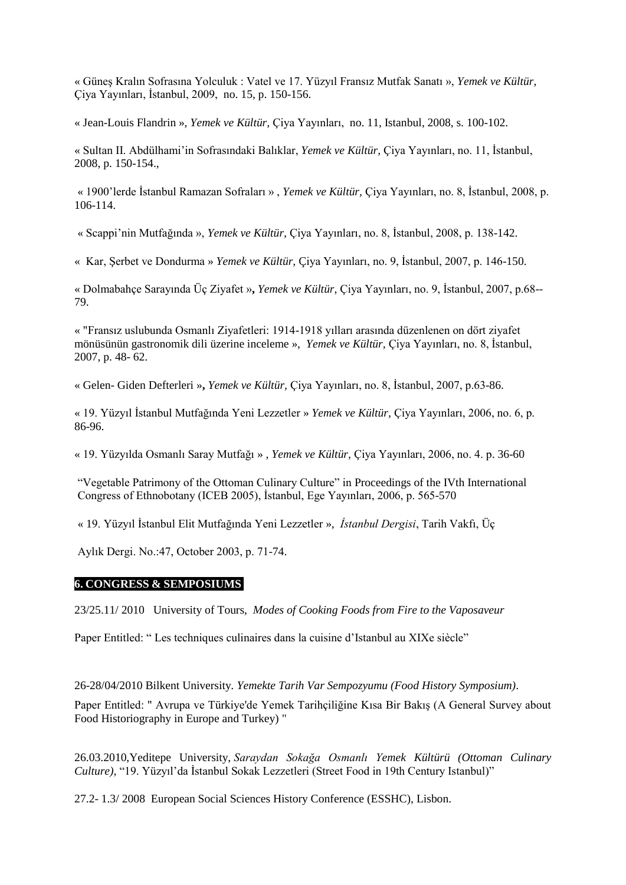« Güneş Kralın Sofrasına Yolculuk : Vatel ve 17. Yüzyıl Fransız Mutfak Sanatı », *Yemek ve Kültür,* Çiya Yayınları, İstanbul, 2009, no. 15, p. 150-156.

« Jean-Louis Flandrin », *Yemek ve Kültür,* Çiya Yayınları, no. 11, Istanbul, 2008, s. 100-102.

« Sultan II. Abdülhami'in Sofrasındaki Balıklar, *Yemek ve Kültür,* Çiya Yayınları, no. 11, İstanbul, 2008, p. 150-154.,

« 1900'lerde İstanbul Ramazan Sofraları » , *Yemek ve Kültür,* Çiya Yayınları, no. 8, İstanbul, 2008, p. 106-114.

« Scappi'nin Mutfağında », *Yemek ve Kültür,* Çiya Yayınları, no. 8, İstanbul, 2008, p. 138-142.

« Kar, Şerbet ve Dondurma » *Yemek ve Kültür,* Çiya Yayınları, no. 9, İstanbul, 2007, p. 146-150.

« Dolmabahçe Sarayında Üç Ziyafet »**,** *Yemek ve Kültür,* Çiya Yayınları, no. 9, İstanbul, 2007, p.68--79.

« "Fransız uslubunda Osmanlı Ziyafetleri: 1914-1918 yılları arasında düzenlenen on dört ziyafet mönüsünün gastronomik dili üzerine inceleme », *Yemek ve Kültür,* Çiya Yayınları, no. 8, İstanbul, 2007, p. 48- 62.

« Gelen- Giden Defterleri »**,** *Yemek ve Kültür,* Çiya Yayınları, no. 8, İstanbul, 2007, p.63-86.

« 19. Yüzyıl İstanbul Mutfağında Yeni Lezzetler » *Yemek ve Kültür,* Çiya Yayınları, 2006, no. 6, p. 86-96.

« 19. Yüzyılda Osmanlı Saray Mutfağı » , *Yemek ve Kültür,* Çiya Yayınları, 2006, no. 4. p. 36-60

"Vegetable Patrimony of the Ottoman Culinary Culture" in Proceedings of the IVth International Congress of Ethnobotany (ICEB 2005), İstanbul, Ege Yayınları, 2006, p. 565-570

« 19. Yüzyıl İstanbul Elit Mutfağında Yeni Lezzetler », *İstanbul Dergisi*, Tarih Vakfı, Üç

Aylık Dergi. No.:47, October 2003, p. 71-74.

## 6. CONGRESS & SEMPOSIUMS

23/25.11/ 2010 University of Tours, *Modes of Cooking Foods from Fire to the Vaposaveur*

Paper Entitled: " Les techniques culinaires dans la cuisine d'Istanbul au XIXe siècle"

26-28/04/2010 Bilkent University. *Yemekte Tarih Var Sempozyumu (Food History Symposium)*.

Paper Entitled: " Avrupa ve Türkiye'de Yemek Tarihçiliğine Kısa Bir Bakış (A General Survey about Food Historiography in Europe and Turkey) "

26.03.2010,Yeditepe University, *Saraydan Sokağa Osmanlı Yemek Kültürü (Ottoman Culinary Culture)*, "19. Yüzyıl'da İstanbul Sokak Lezzetleri (Street Food in 19th Century Istanbul)"

27.2- 1.3/ 2008 European Social Sciences History Conference (ESSHC), Lisbon.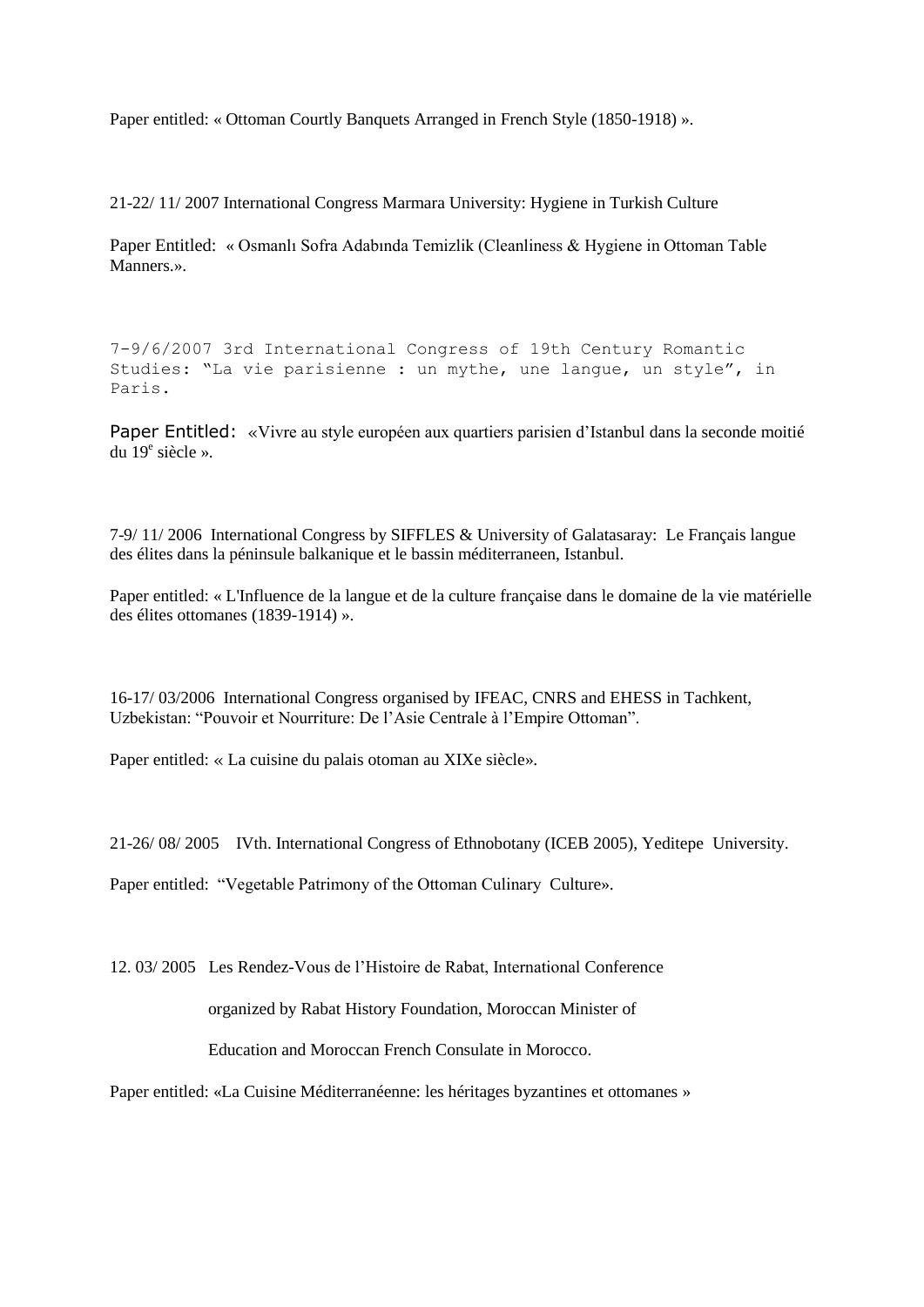Paper entitled: « Ottoman Courtly Banquets Arranged in French Style (1850-1918) ».

21-22/ 11/ 2007 International Congress Marmara University: Hygiene in Turkish Culture

Paper Entitled: « Osmanlı Sofra Adabında Temizlik (Cleanliness & Hygiene in Ottoman Table Manners.».

7-9/6/2007 3rd International Congress of 19th Century Romantic Studies: "La vie parisienne : un mythe, une langue, un style", in Paris.

Paper Entitled: «Vivre au style européen aux quartiers parisien d'Istanbul dans la seconde moitié du 19e siècle ».

7-9/ 11/ 2006 International Congress by SIFFLES & University of Galatasaray: Le Français langue des élites dans la péninsule balkanique et le bassin méditerraneen, Istanbul.

Paper entitled: « L'Influence de la langue et de la culture française dans le domaine de la vie matérielle des élites ottomanes (1839-1914) ».

16-17/ 03/2006 International Congress organised by IFEAC, CNRS and EHESS in Tachkent, Uzbekistan: "Pouvoir et Nourriture: De l'Asie Centrale à l'Empire Ottoman".

Paper entitled: « La cuisine du palais otoman au XIXe siècle».

21-26/ 08/ 2005 IVth. International Congress of Ethnobotany (ICEB 2005), Yeditepe University.

Paper entitled: "Vegetable Patrimony of the Ottoman Culinary Culture».

12. 03/ 2005 Les Rendez-Vous de l'Histoire de Rabat, International Conference organized by Rabat History Foundation, Moroccan Minister of Education and Moroccan French Consulate in Morocco.

Paper entitled: «La Cuisine Méditerranéenne: les héritages byzantines et ottomanes »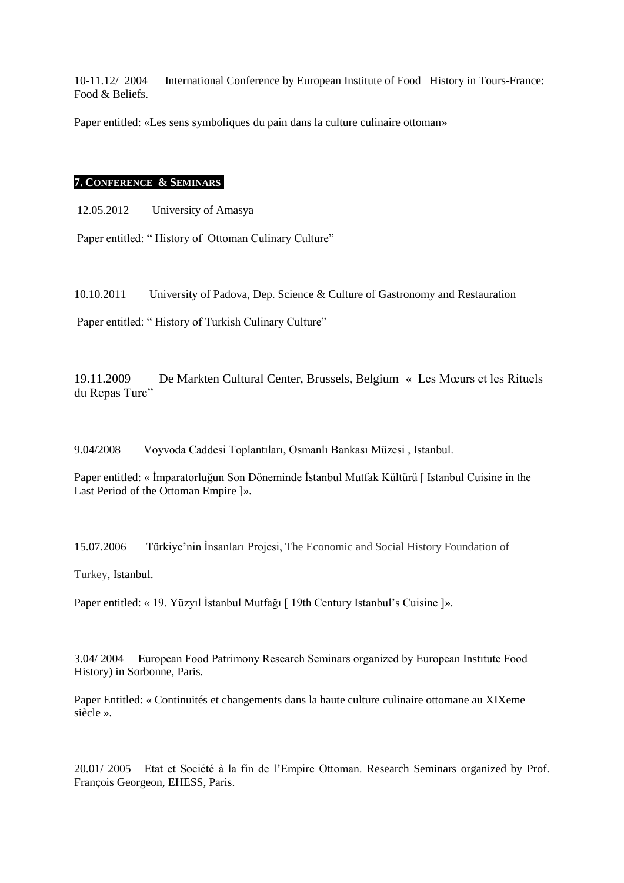10-11.12/ 2004 International Conference by European Institute of Food History in Tours-France: Food & Beliefs.

Paper entitled: «Les sens symboliques du pain dans la culture culinaire ottoman»

## 7. CONFERENCE & SEMINARS

12.05.2012 University of Amasya

Paper entitled: " History of Ottoman Culinary Culture"

10.10.2011 University of Padova, Dep. Science & Culture of Gastronomy and Restauration

Paper entitled: " History of Turkish Culinary Culture"

19.11.2009 De Markten Cultural Center, Brussels, Belgium « Les Mœurs et les Rituels du Repas Turc"

9.04/2008 Voyvoda Caddesi Toplantıları, Osmanlı Bankası Müzesi , Istanbul.

Paper entitled: « İmparatorluğun Son Döneminde İstanbul Mutfak Kültürü [ Istanbul Cuisine in the Last Period of the Ottoman Empire ]».

15.07.2006 Türkiye'nin İnsanları Projesi, The Economic and Social History Foundation of Turkey, Istanbul.

Paper entitled: « 19. Yüzyıl İstanbul Mutfağı [ 19th Century Istanbul's Cuisine ]».

3.04/ 2004 European Food Patrimony Research Seminars organized by European Instıtute Food History) in Sorbonne, Paris.

Paper Entitled: « Continuités et changements dans la haute culture culinaire ottomane au XIXeme siècle ».

20.01/ 2005 Etat et Société à la fin de l'Empire Ottoman. Research Seminars organized by Prof. François Georgeon, EHESS, Paris.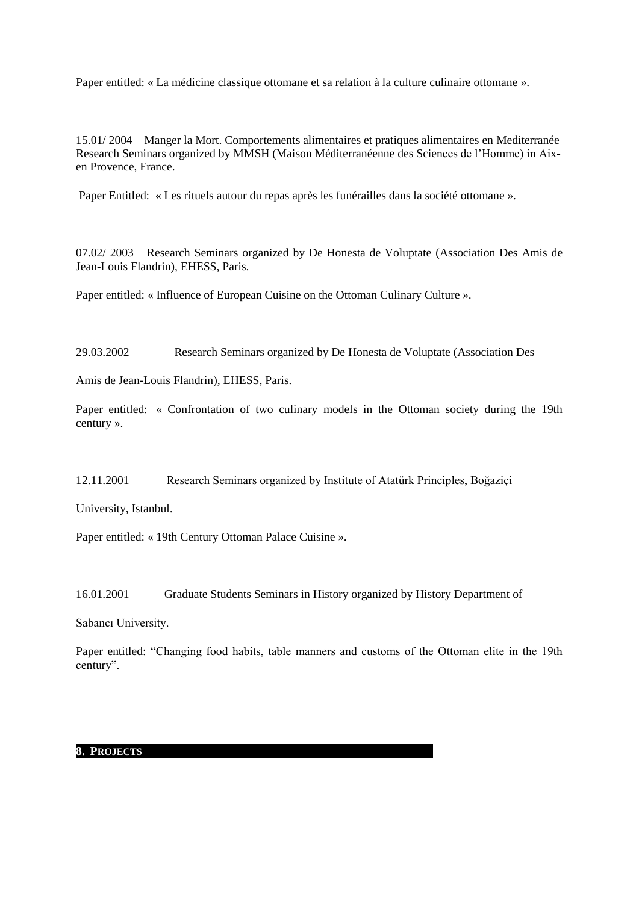Paper entitled: « La médicine classique ottomane et sa relation à la culture culinaire ottomane ».

15.01/ 2004 Manger la Mort. Comportements alimentaires et pratiques alimentaires en Mediterranée Research Seminars organized by MMSH (Maison Méditerranéenne des Sciences de l'Homme) in Aix-en Provence, France.

Paper Entitled: « Les rituels autour du repas après les funérailles dans la société ottomane ».

07.02/ 2003 Research Seminars organized by De Honesta de Voluptate (Association Des Amis de Jean-Louis Flandrin), EHESS, Paris.

Paper entitled: « Influence of European Cuisine on the Ottoman Culinary Culture ».

29.03.2002 Research Seminars organized by De Honesta de Voluptate (Association Des Amis de Jean-Louis Flandrin), EHESS, Paris.

Paper entitled: « Confrontation of two culinary models in the Ottoman society during the 19th century ».

12.11.2001 Research Seminars organized by Institute of Atatürk Principles, Boğaziçi University, Istanbul.

Paper entitled: « 19th Century Ottoman Palace Cuisine ».

16.01.2001 Graduate Students Seminars in History organized by History Department of Sabancı University.

Paper entitled: "Changing food habits, table manners and customs of the Ottoman elite in the 19th century".

## 8. PROJECTS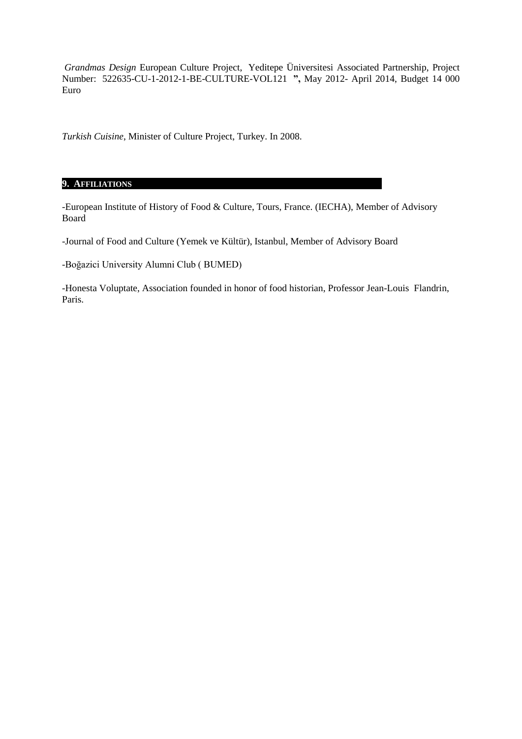*Grandmas Design* European Culture Project, Yeditepe Üniversitesi Associated Partnership, Project Number: 522635-CU-1-2012-1-BE-CULTURE-VOL121 **",** May 2012- April 2014, Budget 14 000 Euro

*Turkish Cuisine*, Minister of Culture Project, Turkey. In 2008.

## 9. AFFILIATIONS

-European Institute of History of Food & Culture, Tours, France. (IECHA), Member of Advisory Board

-Journal of Food and Culture (Yemek ve Kültür), Istanbul, Member of Advisory Board

-Boğazici University Alumni Club ( BUMED)

-Honesta Voluptate, Association founded in honor of food historian, Professor Jean-Louis Flandrin, Paris.